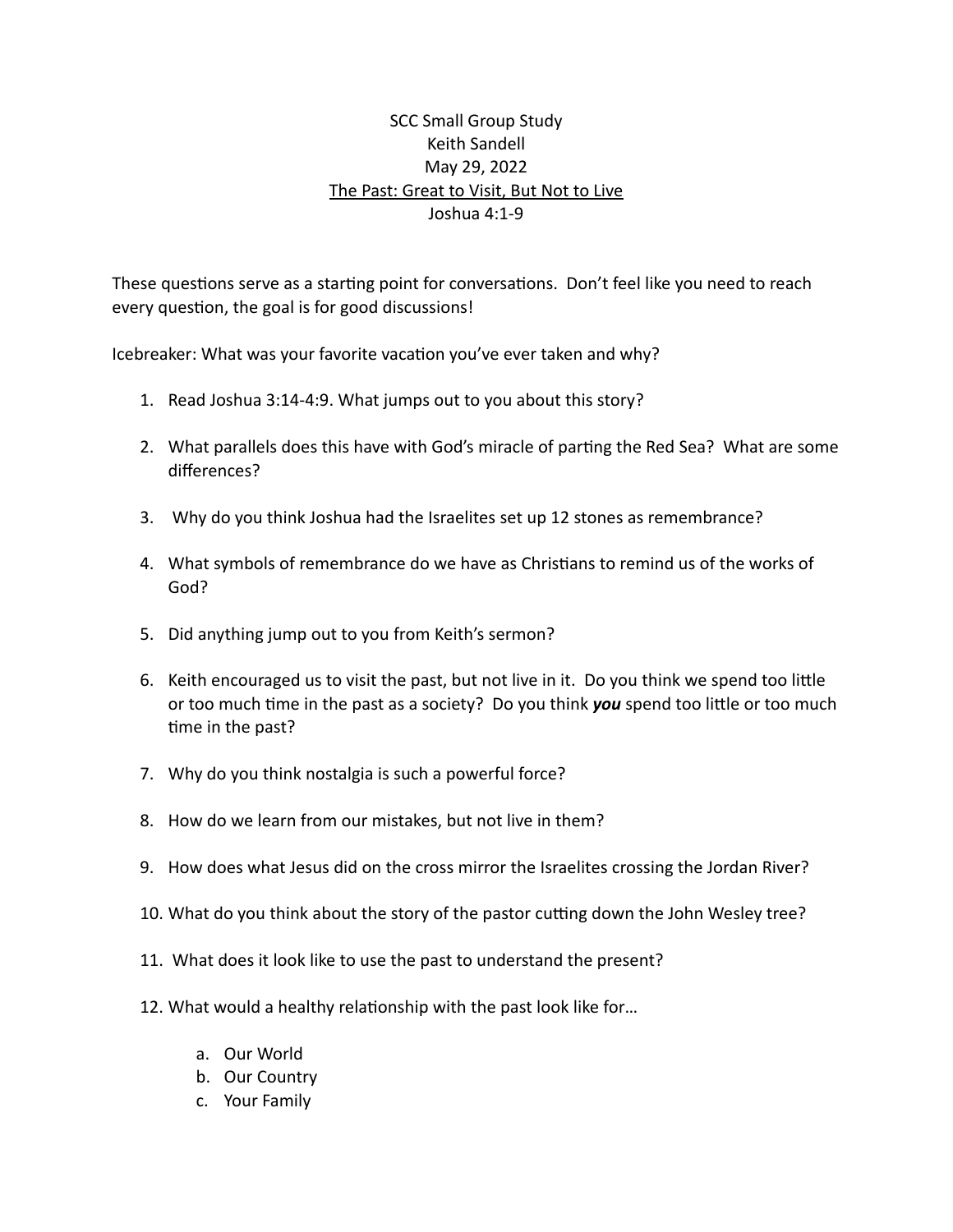# SCC Small Group Study

Keith Sandell

May 29, 2022

<u>The Past: Great to Visit, But Not to Live</u>

Joshua 4:1-9

These questions serve as a starting point for conversations. Don't feel like you need to reach every question, the goal is for good discussions!

Icebreaker: What was your favorite vacation you've ever taken and why?

1. Read Joshua 3:14-4:9. What jumps out to you about this story?

2. What parallels does this have with God's miracle of parting the Red Sea? What are some differences?

3. Why do you think Joshua had the Israelites set up 12 stones as remembrance?

4. What symbols of remembrance do we have as Christians to remind us of the works of God?

5. Did anything jump out to you from Keith's sermon?

6. Keith encouraged us to visit the past, but not live in it. Do you think we spend too little or too much time in the past as a society? Do you think ***you*** spend too little or too much time in the past?

7. Why do you think nostalgia is such a powerful force?

8. How do we learn from our mistakes, but not live in them?

9. How does what Jesus did on the cross mirror the Israelites crossing the Jordan River?

10. What do you think about the story of the pastor cutting down the John Wesley tree?

11. What does it look like to use the past to understand the present?

12. What would a healthy relationship with the past look like for…

    a. Our World
    b. Our Country
    c. Your Family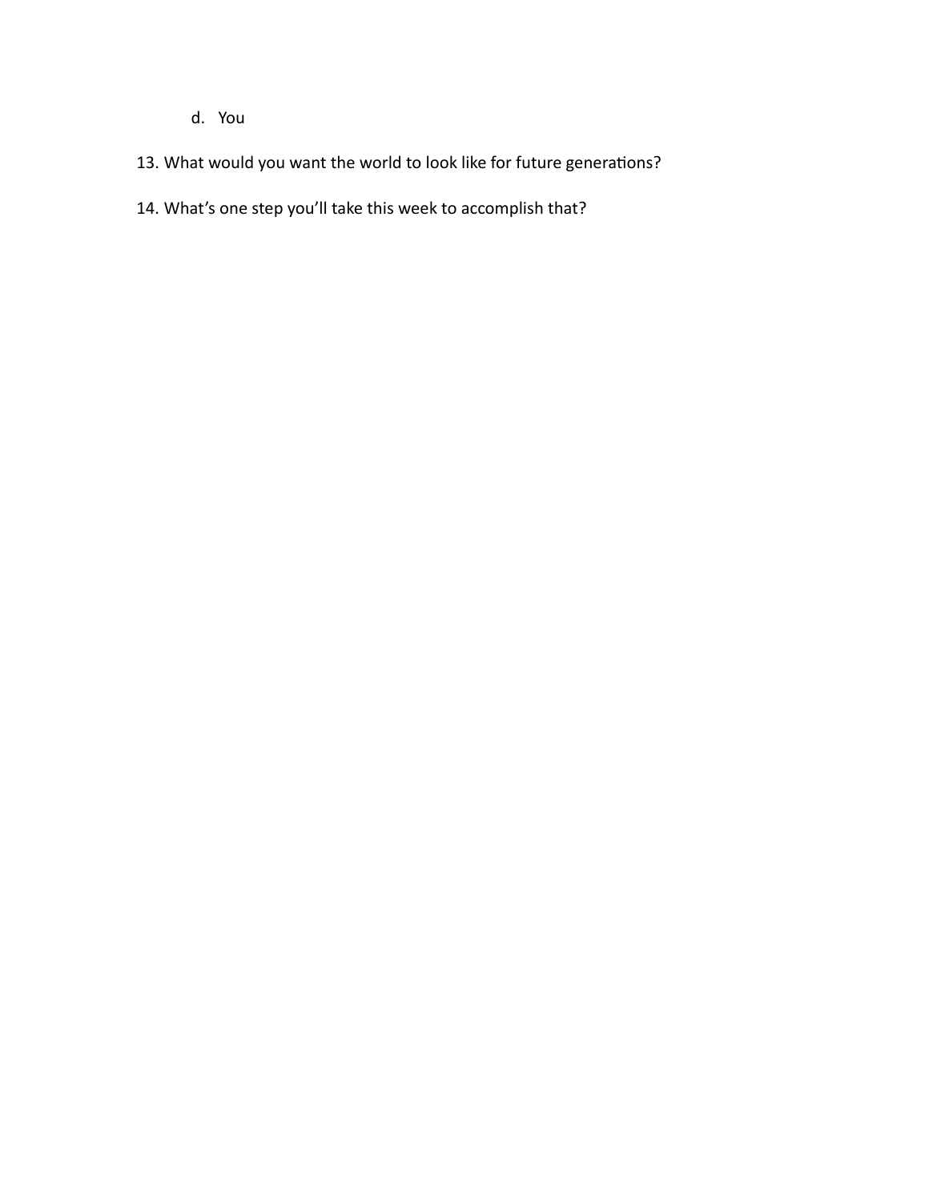d. You

13. What would you want the world to look like for future generations?

14. What's one step you'll take this week to accomplish that?